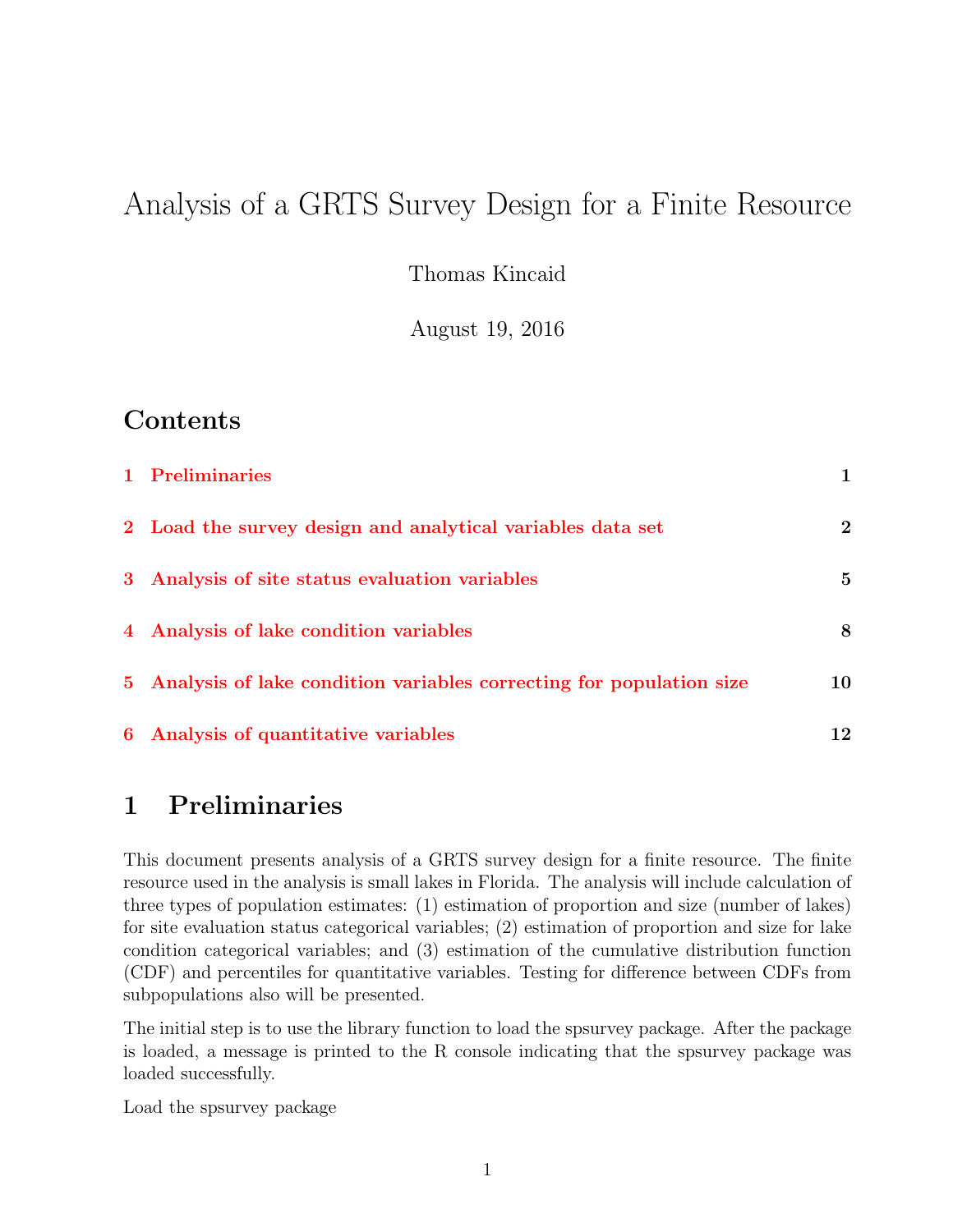# Analysis of a GRTS Survey Design for a Finite Resource

Thomas Kincaid

August 19, 2016

## Contents

| | | |
|---|---|---|
| 1 | Preliminaries | 1 |
| 2 | Load the survey design and analytical variables data set | 2 |
| 3 | Analysis of site status evaluation variables | 5 |
| 4 | Analysis of lake condition variables | 8 |
| 5 | Analysis of lake condition variables correcting for population size | 10 |
| 6 | Analysis of quantitative variables | 12 |

## 1 Preliminaries

This document presents analysis of a GRTS survey design for a finite resource. The finite resource used in the analysis is small lakes in Florida. The analysis will include calculation of three types of population estimates: (1) estimation of proportion and size (number of lakes) for site evaluation status categorical variables; (2) estimation of proportion and size for lake condition categorical variables; and (3) estimation of the cumulative distribution function (CDF) and percentiles for quantitative variables. Testing for difference between CDFs from subpopulations also will be presented.

The initial step is to use the library function to load the spsurvey package. After the package is loaded, a message is printed to the R console indicating that the spsurvey package was loaded successfully.

Load the spsurvey package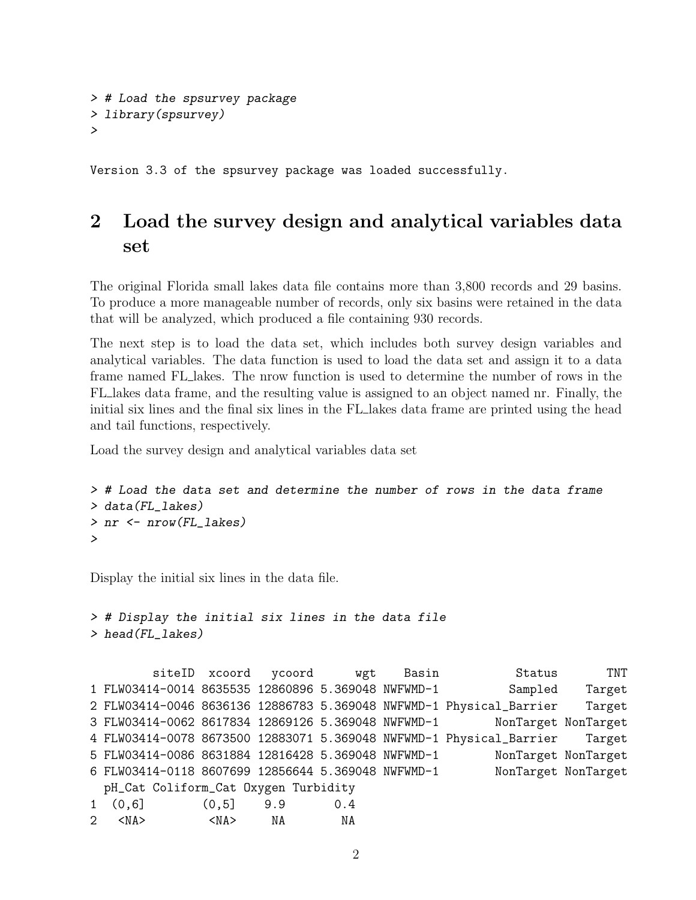```
> # Load the spsurvey package
> library(spsurvey)
>
```

```
Version 3.3 of the spsurvey package was loaded successfully.
```

## 2 Load the survey design and analytical variables data set

The original Florida small lakes data file contains more than 3,800 records and 29 basins. To produce a more manageable number of records, only six basins were retained in the data that will be analyzed, which produced a file containing 930 records.

The next step is to load the data set, which includes both survey design variables and analytical variables. The data function is used to load the data set and assign it to a data frame named FL_lakes. The nrow function is used to determine the number of rows in the FL_lakes data frame, and the resulting value is assigned to an object named nr. Finally, the initial six lines and the final six lines in the FL_lakes data frame are printed using the head and tail functions, respectively.

Load the survey design and analytical variables data set

```
> # Load the data set and determine the number of rows in the data frame
> data(FL_lakes)
> nr <- nrow(FL_lakes)
>
```

Display the initial six lines in the data file.

```
> # Display the initial six lines in the data file
> head(FL_lakes)
```

```
         siteID  xcoord   ycoord      wgt    Basin           Status       TNT
1 FLW03414-0014 8635535 12860896 5.369048 NWFWMD-1          Sampled    Target
2 FLW03414-0046 8636136 12886783 5.369048 NWFWMD-1 Physical_Barrier    Target
3 FLW03414-0062 8617834 12869126 5.369048 NWFWMD-1        NonTarget NonTarget
4 FLW03414-0078 8673500 12883071 5.369048 NWFWMD-1 Physical_Barrier    Target
5 FLW03414-0086 8631884 12816428 5.369048 NWFWMD-1        NonTarget NonTarget
6 FLW03414-0118 8607699 12856644 5.369048 NWFWMD-1        NonTarget NonTarget
  pH_Cat Coliform_Cat Oxygen Turbidity
1  (0,6]        (0,5]    9.9       0.4
2   <NA>         <NA>     NA        NA
```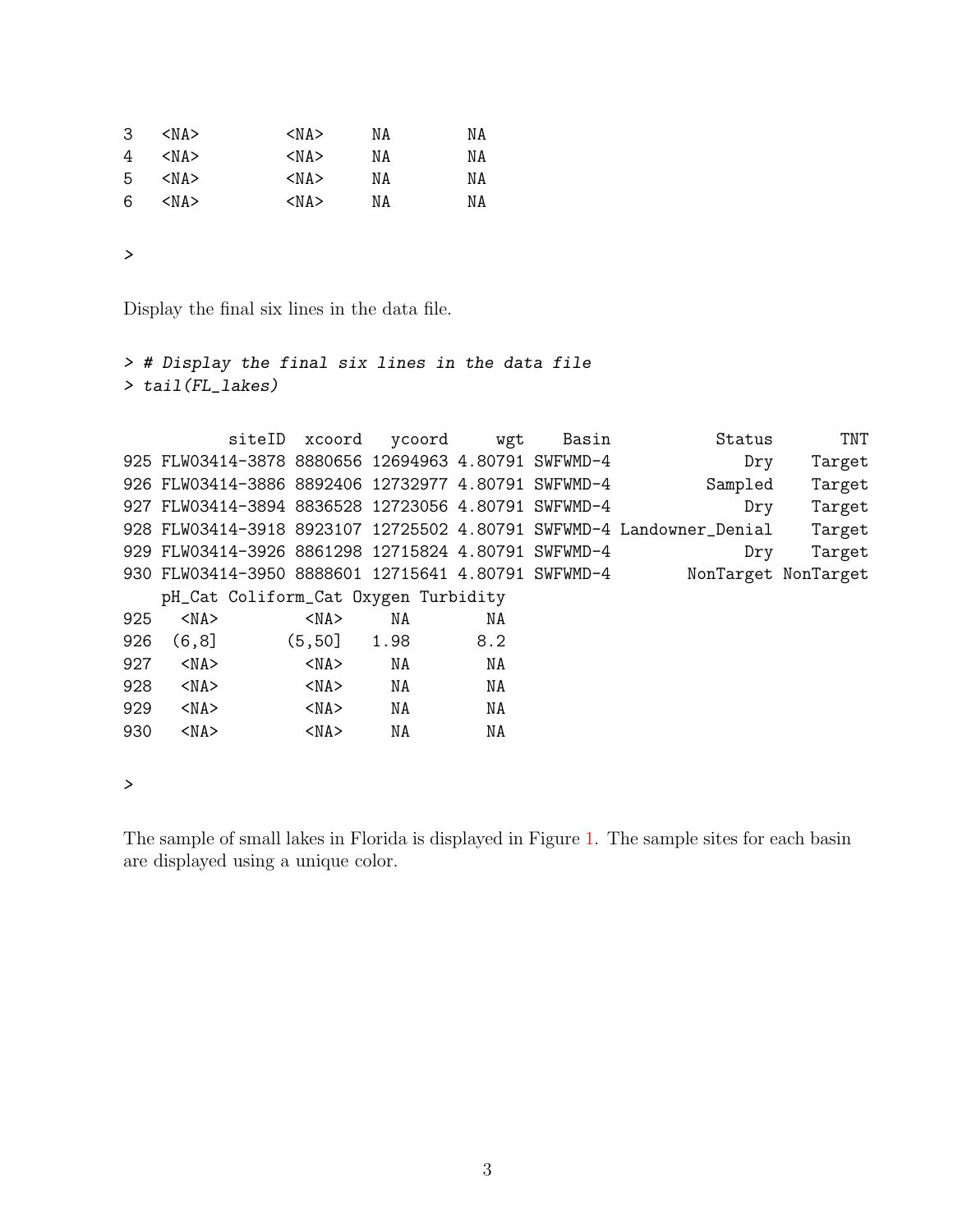```
3   <NA>          <NA>     NA         NA
4   <NA>          <NA>     NA         NA
5   <NA>          <NA>     NA         NA
6   <NA>          <NA>     NA         NA

>
```

Display the final six lines in the data file.

```
> # Display the final six lines in the data file
> tail(FL_lakes)

            siteID  xcoord   ycoord     wgt    Basin            Status       TNT
925 FLW03414-3878 8880656 12694963 4.80791 SWFWMD-4               Dry    Target
926 FLW03414-3886 8892406 12732977 4.80791 SWFWMD-4           Sampled    Target
927 FLW03414-3894 8836528 12723056 4.80791 SWFWMD-4               Dry    Target
928 FLW03414-3918 8923107 12725502 4.80791 SWFWMD-4 Landowner_Denial    Target
929 FLW03414-3926 8861298 12715824 4.80791 SWFWMD-4               Dry    Target
930 FLW03414-3950 8888601 12715641 4.80791 SWFWMD-4         NonTarget NonTarget
    pH_Cat Coliform_Cat Oxygen Turbidity
925   <NA>         <NA>     NA        NA
926  (6,8]       (5,50]   1.98       8.2
927   <NA>         <NA>     NA        NA
928   <NA>         <NA>     NA        NA
929   <NA>         <NA>     NA        NA
930   <NA>         <NA>     NA        NA

>
```

The sample of small lakes in Florida is displayed in Figure 1. The sample sites for each basin are displayed using a unique color.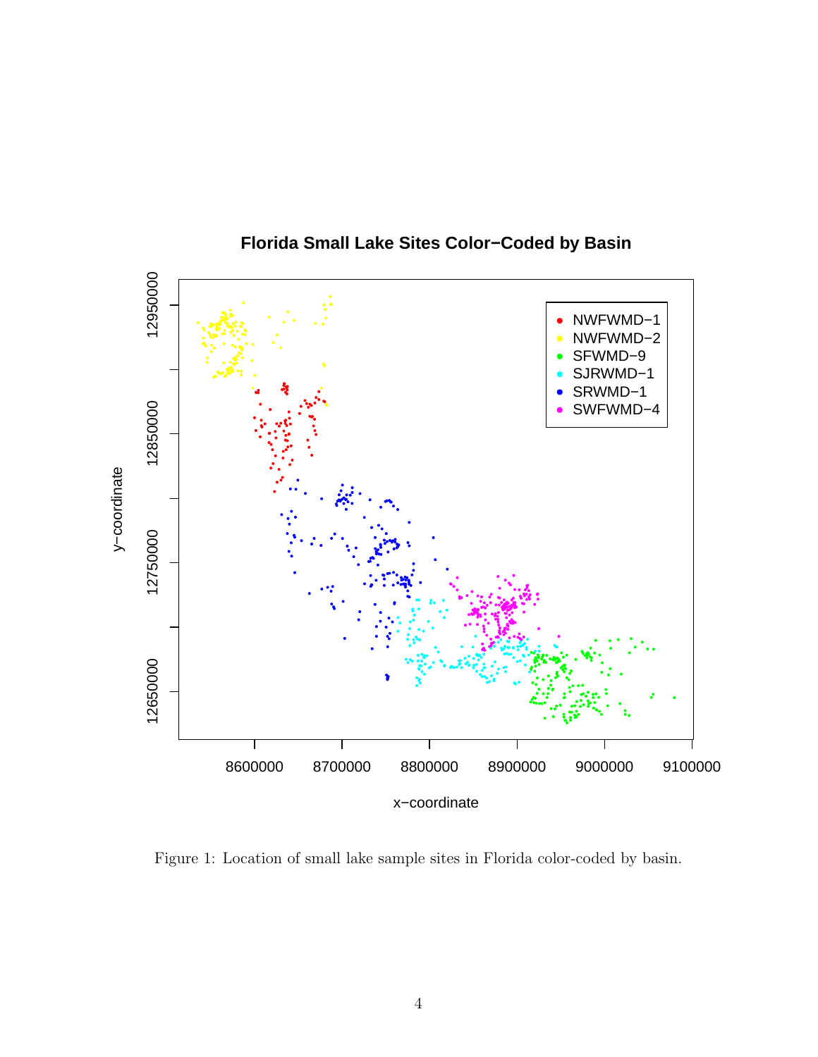Figure 1: Location of small lake sample sites in Florida color-coded by basin.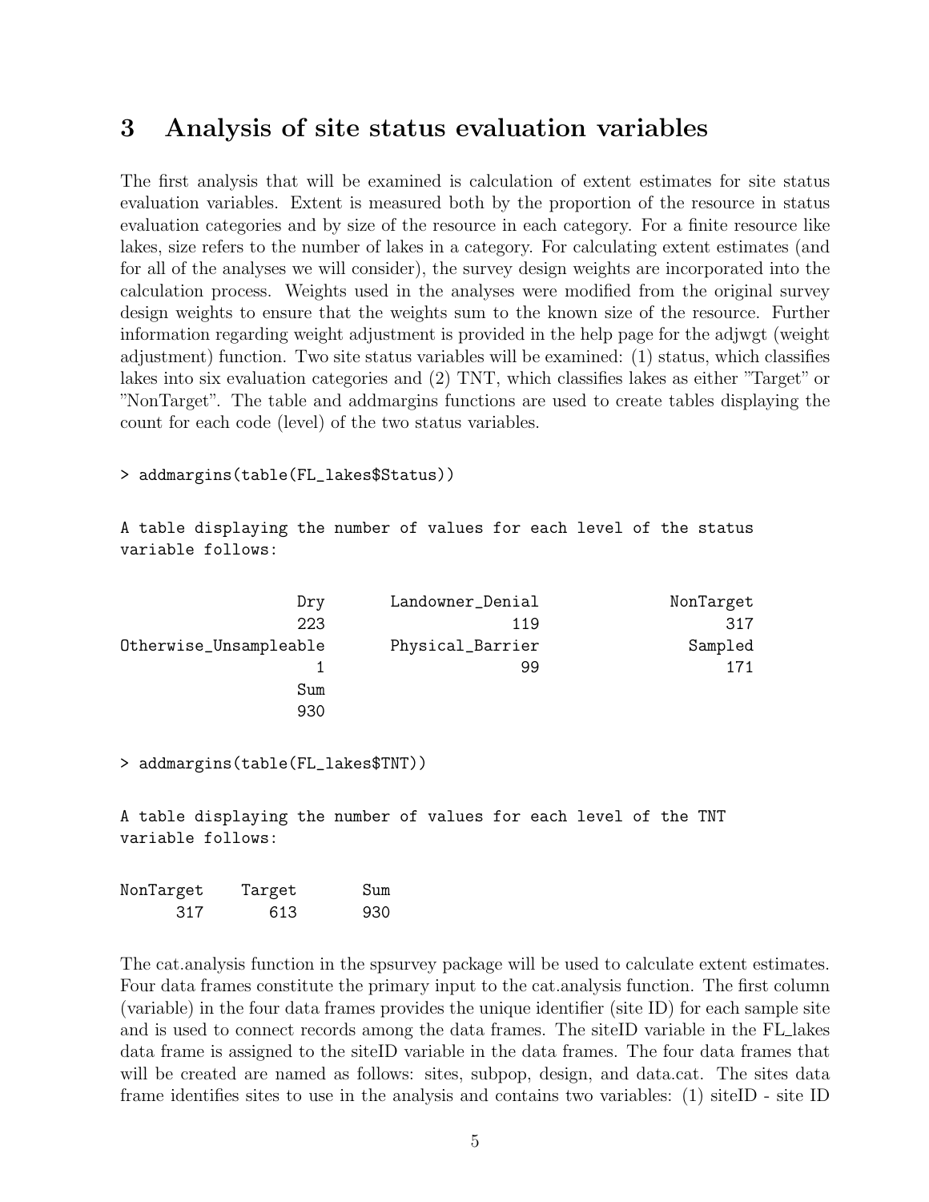## 3 Analysis of site status evaluation variables

The first analysis that will be examined is calculation of extent estimates for site status evaluation variables. Extent is measured both by the proportion of the resource in status evaluation categories and by size of the resource in each category. For a finite resource like lakes, size refers to the number of lakes in a category. For calculating extent estimates (and for all of the analyses we will consider), the survey design weights are incorporated into the calculation process. Weights used in the analyses were modified from the original survey design weights to ensure that the weights sum to the known size of the resource. Further information regarding weight adjustment is provided in the help page for the adjwgt (weight adjustment) function. Two site status variables will be examined: (1) status, which classifies lakes into six evaluation categories and (2) TNT, which classifies lakes as either "Target" or "NonTarget". The table and addmargins functions are used to create tables displaying the count for each code (level) of the two status variables.

```
> addmargins(table(FL_lakes$Status))
```

```
A table displaying the number of values for each level of the status
variable follows:

                  Dry       Landowner_Denial              NonTarget
                  223                    119                    317
Otherwise_Unsampleable      Physical_Barrier                Sampled
                    1                     99                    171
                  Sum
                  930
```

```
> addmargins(table(FL_lakes$TNT))
```

```
A table displaying the number of values for each level of the TNT
variable follows:

NonTarget    Target       Sum
      317       613       930
```

The cat.analysis function in the spsurvey package will be used to calculate extent estimates. Four data frames constitute the primary input to the cat.analysis function. The first column (variable) in the four data frames provides the unique identifier (site ID) for each sample site and is used to connect records among the data frames. The siteID variable in the FL_lakes data frame is assigned to the siteID variable in the data frames. The four data frames that will be created are named as follows: sites, subpop, design, and data.cat. The sites data frame identifies sites to use in the analysis and contains two variables: (1) siteID - site ID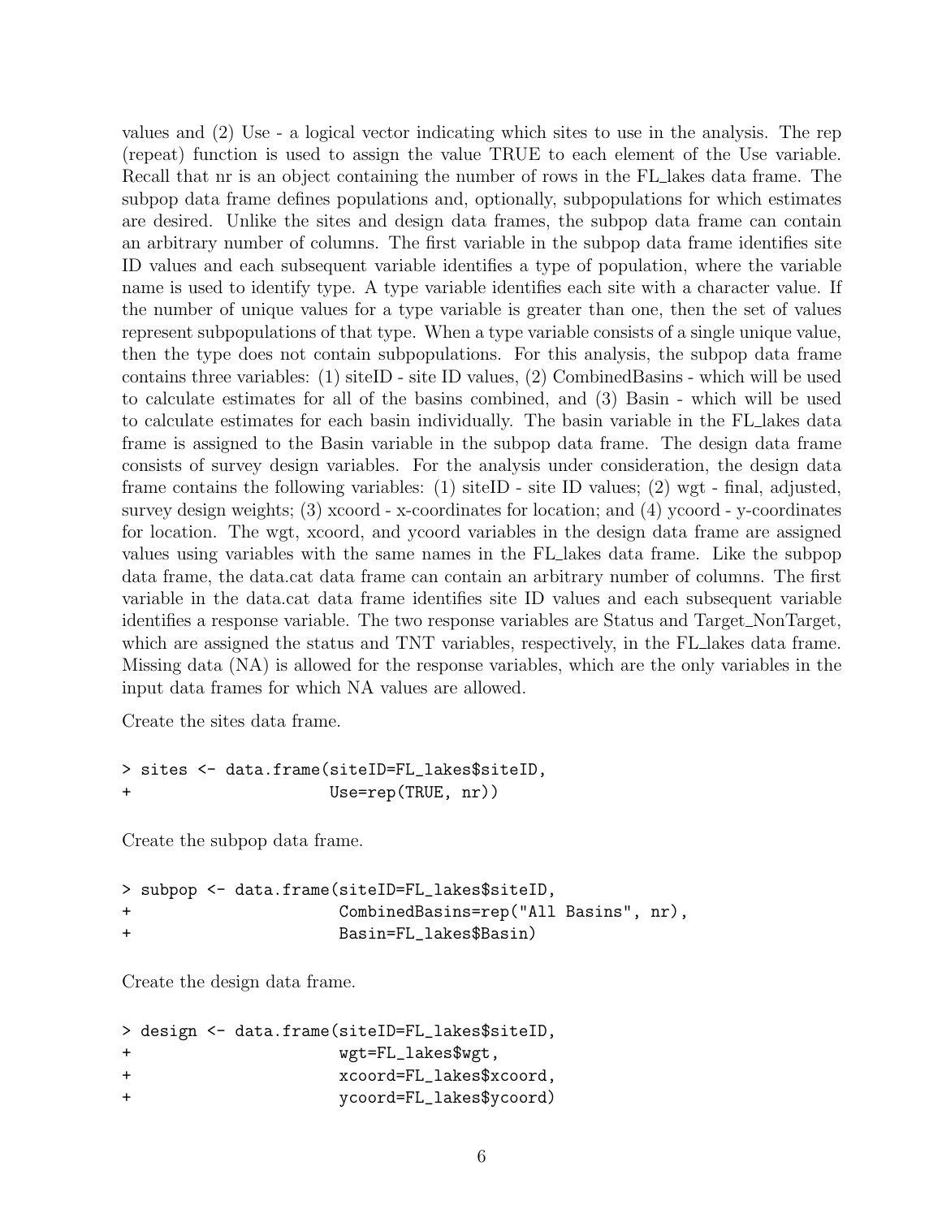values and (2) Use - a logical vector indicating which sites to use in the analysis. The rep (repeat) function is used to assign the value TRUE to each element of the Use variable. Recall that nr is an object containing the number of rows in the FL_lakes data frame. The subpop data frame defines populations and, optionally, subpopulations for which estimates are desired. Unlike the sites and design data frames, the subpop data frame can contain an arbitrary number of columns. The first variable in the subpop data frame identifies site ID values and each subsequent variable identifies a type of population, where the variable name is used to identify type. A type variable identifies each site with a character value. If the number of unique values for a type variable is greater than one, then the set of values represent subpopulations of that type. When a type variable consists of a single unique value, then the type does not contain subpopulations. For this analysis, the subpop data frame contains three variables: (1) siteID - site ID values, (2) CombinedBasins - which will be used to calculate estimates for all of the basins combined, and (3) Basin - which will be used to calculate estimates for each basin individually. The basin variable in the FL_lakes data frame is assigned to the Basin variable in the subpop data frame. The design data frame consists of survey design variables. For the analysis under consideration, the design data frame contains the following variables: (1) siteID - site ID values; (2) wgt - final, adjusted, survey design weights; (3) xcoord - x-coordinates for location; and (4) ycoord - y-coordinates for location. The wgt, xcoord, and ycoord variables in the design data frame are assigned values using variables with the same names in the FL_lakes data frame. Like the subpop data frame, the data.cat data frame can contain an arbitrary number of columns. The first variable in the data.cat data frame identifies site ID values and each subsequent variable identifies a response variable. The two response variables are Status and Target_NonTarget, which are assigned the status and TNT variables, respectively, in the FL_lakes data frame. Missing data (NA) is allowed for the response variables, which are the only variables in the input data frames for which NA values are allowed.

Create the sites data frame.

```
> sites <- data.frame(siteID=FL_lakes$siteID,
+                     Use=rep(TRUE, nr))
```

Create the subpop data frame.

```
> subpop <- data.frame(siteID=FL_lakes$siteID,
+                      CombinedBasins=rep("All Basins", nr),
+                      Basin=FL_lakes$Basin)
```

Create the design data frame.

```
> design <- data.frame(siteID=FL_lakes$siteID,
+                      wgt=FL_lakes$wgt,
+                      xcoord=FL_lakes$xcoord,
+                      ycoord=FL_lakes$ycoord)
```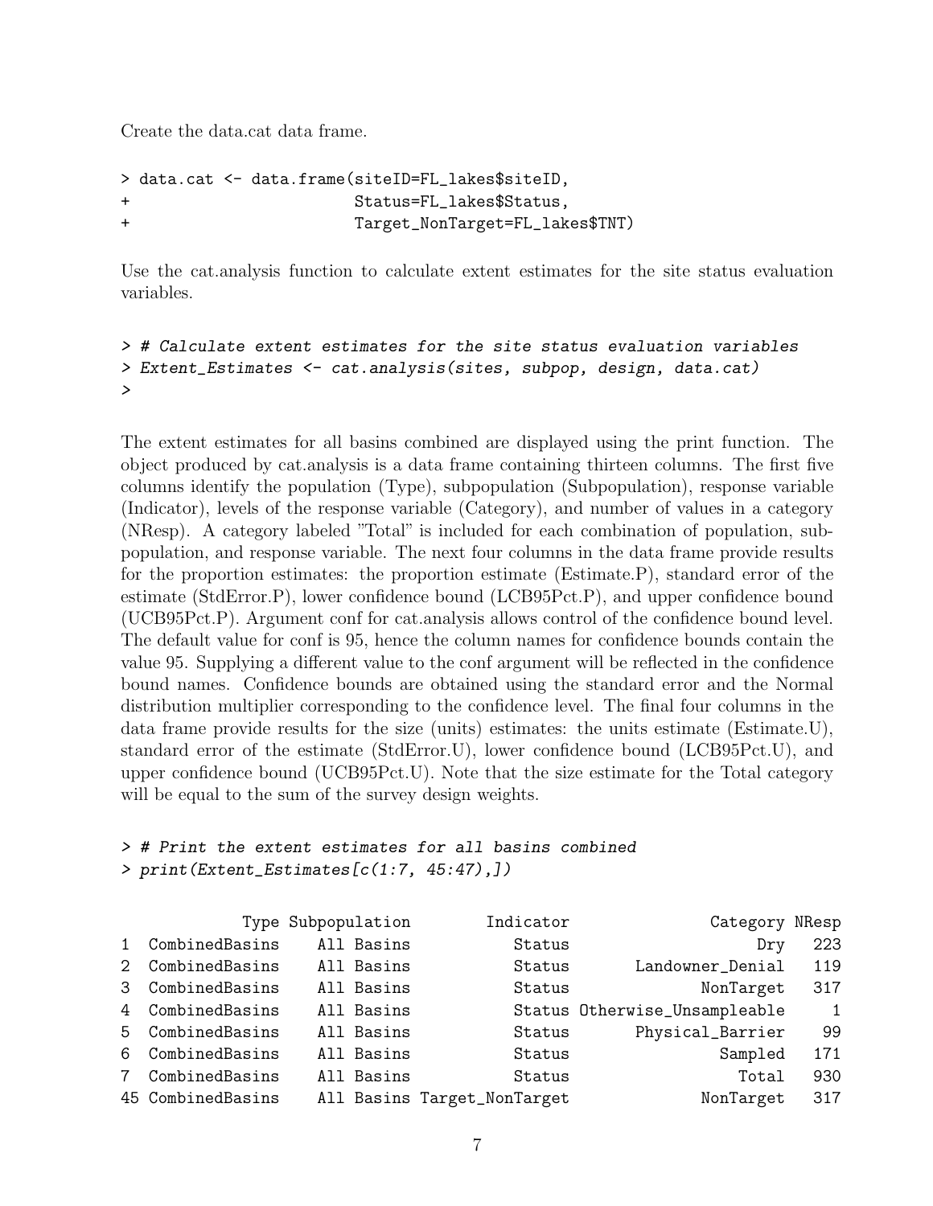Create the data.cat data frame.

```
> data.cat <- data.frame(siteID=FL_lakes$siteID,
+                        Status=FL_lakes$Status,
+                        Target_NonTarget=FL_lakes$TNT)
```

Use the cat.analysis function to calculate extent estimates for the site status evaluation variables.

```
> # Calculate extent estimates for the site status evaluation variables
> Extent_Estimates <- cat.analysis(sites, subpop, design, data.cat)
>
```

The extent estimates for all basins combined are displayed using the print function. The object produced by cat.analysis is a data frame containing thirteen columns. The first five columns identify the population (Type), subpopulation (Subpopulation), response variable (Indicator), levels of the response variable (Category), and number of values in a category (NResp). A category labeled "Total" is included for each combination of population, subpopulation, and response variable. The next four columns in the data frame provide results for the proportion estimates: the proportion estimate (Estimate.P), standard error of the estimate (StdError.P), lower confidence bound (LCB95Pct.P), and upper confidence bound (UCB95Pct.P). Argument conf for cat.analysis allows control of the confidence bound level. The default value for conf is 95, hence the column names for confidence bounds contain the value 95. Supplying a different value to the conf argument will be reflected in the confidence bound names. Confidence bounds are obtained using the standard error and the Normal distribution multiplier corresponding to the confidence level. The final four columns in the data frame provide results for the size (units) estimates: the units estimate (Estimate.U), standard error of the estimate (StdError.U), lower confidence bound (LCB95Pct.U), and upper confidence bound (UCB95Pct.U). Note that the size estimate for the Total category will be equal to the sum of the survey design weights.

```
> # Print the extent estimates for all basins combined
> print(Extent_Estimates[c(1:7, 45:47),])

            Type Subpopulation        Indicator                Category NResp
1  CombinedBasins    All Basins           Status                     Dry   223
2  CombinedBasins    All Basins           Status         Landowner_Denial   119
3  CombinedBasins    All Basins           Status                NonTarget   317
4  CombinedBasins    All Basins           Status Otherwise_Unsampleable     1
5  CombinedBasins    All Basins           Status          Physical_Barrier    99
6  CombinedBasins    All Basins           Status                  Sampled   171
7  CombinedBasins    All Basins           Status                    Total   930
45 CombinedBasins    All Basins Target_NonTarget                NonTarget   317
```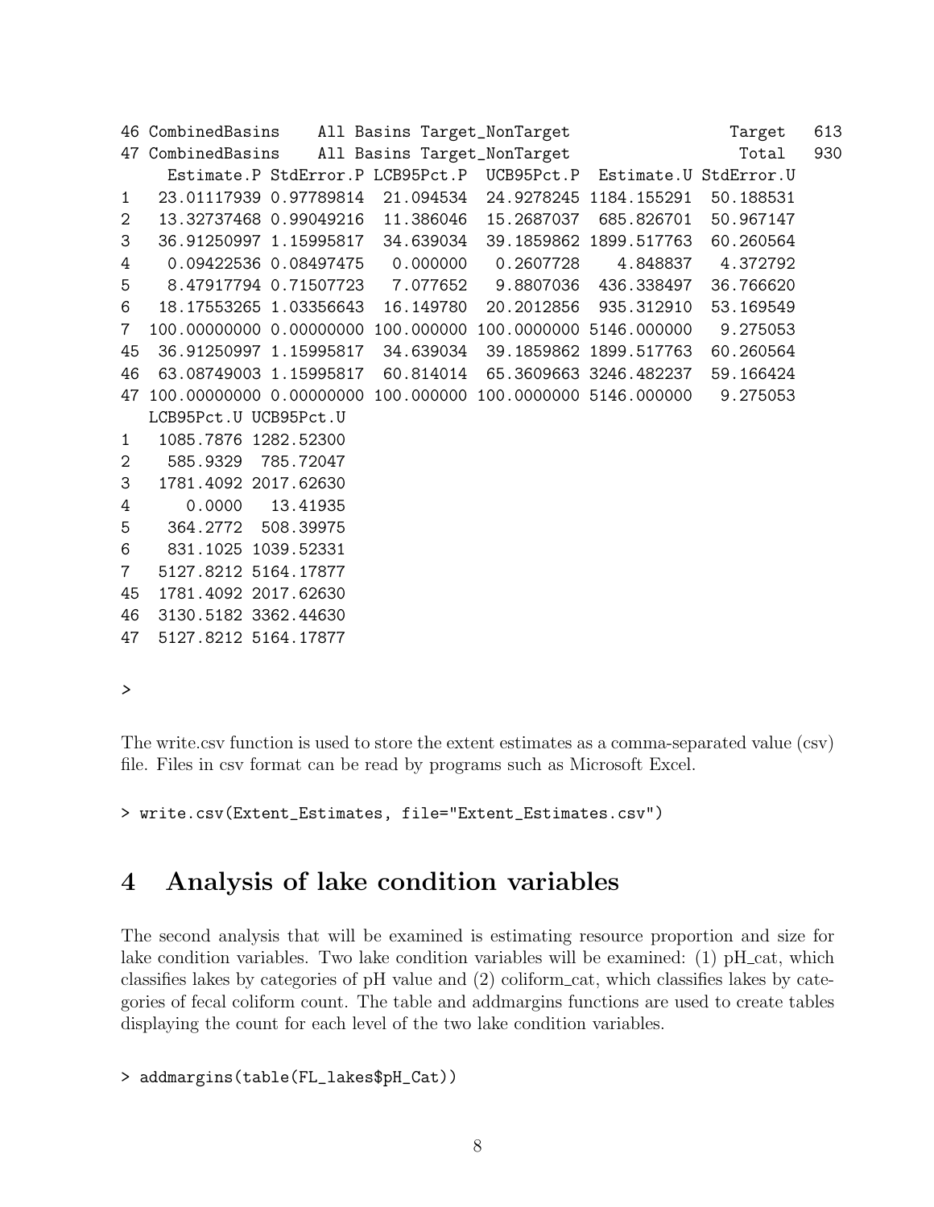```
46 CombinedBasins    All Basins Target_NonTarget                 Target   613
47 CombinedBasins    All Basins Target_NonTarget                  Total   930
     Estimate.P StdError.P LCB95Pct.P  UCB95Pct.P  Estimate.U StdError.U
1   23.01117939 0.97789814  21.094534  24.9278245 1184.155291  50.188531
2   13.32737468 0.99049216  11.386046  15.2687037  685.826701  50.967147
3   36.91250997 1.15995817  34.639034  39.1859862 1899.517763  60.260564
4    0.09422536 0.08497475   0.000000   0.2607728    4.848837   4.372792
5    8.47917794 0.71507723   7.077652   9.8807036  436.338497  36.766620
6   18.17553265 1.03356643  16.149780  20.2012856  935.312910  53.169549
7  100.00000000 0.00000000 100.000000 100.0000000 5146.000000   9.275053
45  36.91250997 1.15995817  34.639034  39.1859862 1899.517763  60.260564
46  63.08749003 1.15995817  60.814014  65.3609663 3246.482237  59.166424
47 100.00000000 0.00000000 100.000000 100.0000000 5146.000000   9.275053
   LCB95Pct.U UCB95Pct.U
1   1085.7876 1282.52300
2    585.9329  785.72047
3   1781.4092 2017.62630
4      0.0000   13.41935
5    364.2772  508.39975
6    831.1025 1039.52331
7   5127.8212 5164.17877
45  1781.4092 2017.62630
46  3130.5182 3362.44630
47  5127.8212 5164.17877

>
```

The write.csv function is used to store the extent estimates as a comma-separated value (csv) file. Files in csv format can be read by programs such as Microsoft Excel.

```
> write.csv(Extent_Estimates, file="Extent_Estimates.csv")
```

## 4 Analysis of lake condition variables

The second analysis that will be examined is estimating resource proportion and size for lake condition variables. Two lake condition variables will be examined: (1) pH_cat, which classifies lakes by categories of pH value and (2) coliform_cat, which classifies lakes by categories of fecal coliform count. The table and addmargins functions are used to create tables displaying the count for each level of the two lake condition variables.

```
> addmargins(table(FL_lakes$pH_Cat))
```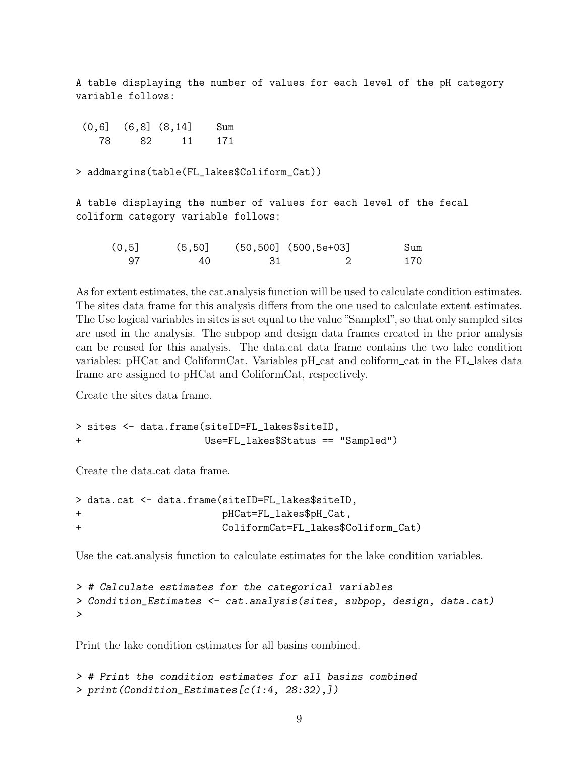A table displaying the number of values for each level of the pH category variable follows:

```
 (0,6]  (6,8] (8,14]    Sum 
    78     82     11    171 
```

```
> addmargins(table(FL_lakes$Coliform_Cat))
```

A table displaying the number of values for each level of the fecal coliform category variable follows:

```
      (0,5]      (5,50]    (50,500] (500,5e+03]         Sum 
         97          40          31           2         170 
```

As for extent estimates, the cat.analysis function will be used to calculate condition estimates. The sites data frame for this analysis differs from the one used to calculate extent estimates. The Use logical variables in sites is set equal to the value "Sampled", so that only sampled sites are used in the analysis. The subpop and design data frames created in the prior analysis can be reused for this analysis. The data.cat data frame contains the two lake condition variables: pHCat and ColiformCat. Variables pH_cat and coliform_cat in the FL_lakes data frame are assigned to pHCat and ColiformCat, respectively.

Create the sites data frame.

```
> sites <- data.frame(siteID=FL_lakes$siteID,
+                     Use=FL_lakes$Status == "Sampled")
```

Create the data.cat data frame.

```
> data.cat <- data.frame(siteID=FL_lakes$siteID,
+                        pHCat=FL_lakes$pH_Cat,
+                        ColiformCat=FL_lakes$Coliform_Cat)
```

Use the cat.analysis function to calculate estimates for the lake condition variables.

```
> # Calculate estimates for the categorical variables
> Condition_Estimates <- cat.analysis(sites, subpop, design, data.cat)
>
```

Print the lake condition estimates for all basins combined.

```
> # Print the condition estimates for all basins combined
> print(Condition_Estimates[c(1:4, 28:32),])
```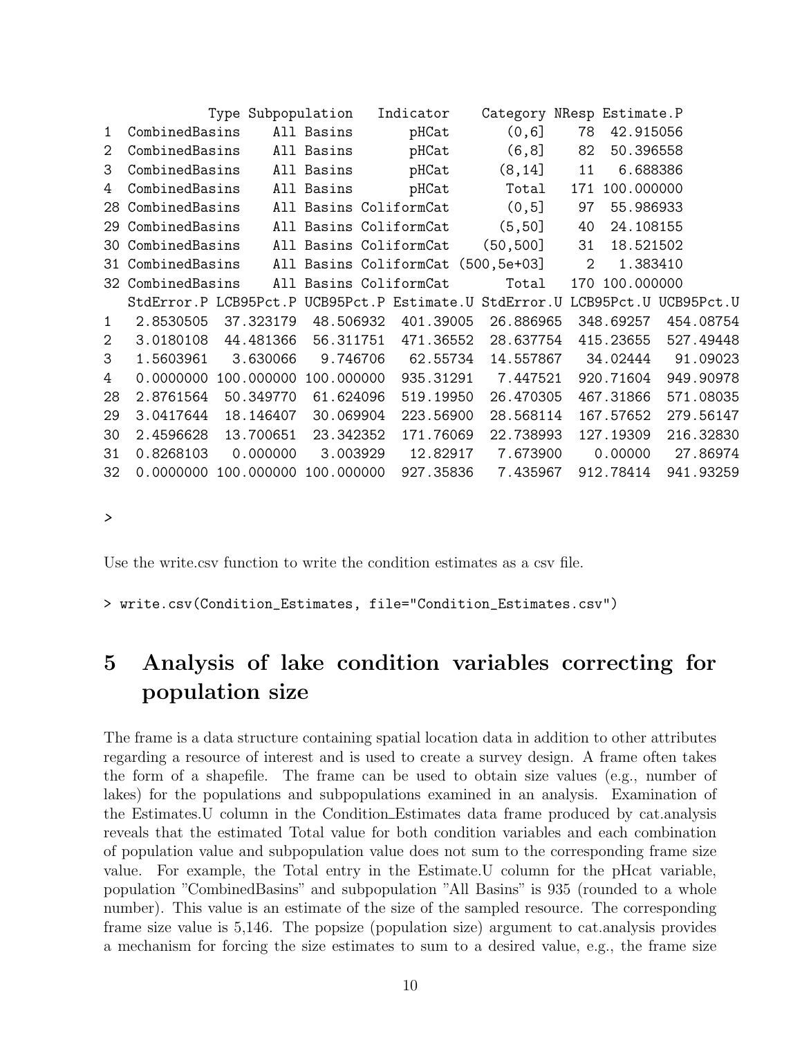```
             Type Subpopulation   Indicator    Category NResp Estimate.P
1  CombinedBasins    All Basins       pHCat       (0,6]    78  42.915056
2  CombinedBasins    All Basins       pHCat       (6,8]    82  50.396558
3  CombinedBasins    All Basins       pHCat      (8,14]    11   6.688386
4  CombinedBasins    All Basins       pHCat       Total   171 100.000000
28 CombinedBasins    All Basins ColiformCat       (0,5]    97  55.986933
29 CombinedBasins    All Basins ColiformCat      (5,50]    40  24.108155
30 CombinedBasins    All Basins ColiformCat    (50,500]    31  18.521502
31 CombinedBasins    All Basins ColiformCat (500,5e+03]     2   1.383410
32 CombinedBasins    All Basins ColiformCat       Total   170 100.000000
   StdError.P LCB95Pct.P UCB95Pct.P Estimate.U StdError.U LCB95Pct.U UCB95Pct.U
1   2.8530505  37.323179  48.506932  401.39005  26.886965  348.69257  454.08754
2   3.0180108  44.481366  56.311751  471.36552  28.637754  415.23655  527.49448
3   1.5603961   3.630066   9.746706   62.55734  14.557867   34.02444   91.09023
4   0.0000000 100.000000 100.000000  935.31291   7.447521  920.71604  949.90978
28  2.8761564  50.349770  61.624096  519.19950  26.470305  467.31866  571.08035
29  3.0417644  18.146407  30.069904  223.56900  28.568114  167.57652  279.56147
30  2.4596628  13.700651  23.342352  171.76069  22.738993  127.19309  216.32830
31  0.8268103   0.000000   3.003929   12.82917   7.673900    0.00000   27.86974
32  0.0000000 100.000000 100.000000  927.35836   7.435967  912.78414  941.93259

>
```

Use the write.csv function to write the condition estimates as a csv file.

```
> write.csv(Condition_Estimates, file="Condition_Estimates.csv")
```

# 5 Analysis of lake condition variables correcting for population size

The frame is a data structure containing spatial location data in addition to other attributes regarding a resource of interest and is used to create a survey design. A frame often takes the form of a shapefile. The frame can be used to obtain size values (e.g., number of lakes) for the populations and subpopulations examined in an analysis. Examination of the Estimates.U column in the Condition_Estimates data frame produced by cat.analysis reveals that the estimated Total value for both condition variables and each combination of population value and subpopulation value does not sum to the corresponding frame size value. For example, the Total entry in the Estimate.U column for the pHcat variable, population "CombinedBasins" and subpopulation "All Basins" is 935 (rounded to a whole number). This value is an estimate of the size of the sampled resource. The corresponding frame size value is 5,146. The popsize (population size) argument to cat.analysis provides a mechanism for forcing the size estimates to sum to a desired value, e.g., the frame size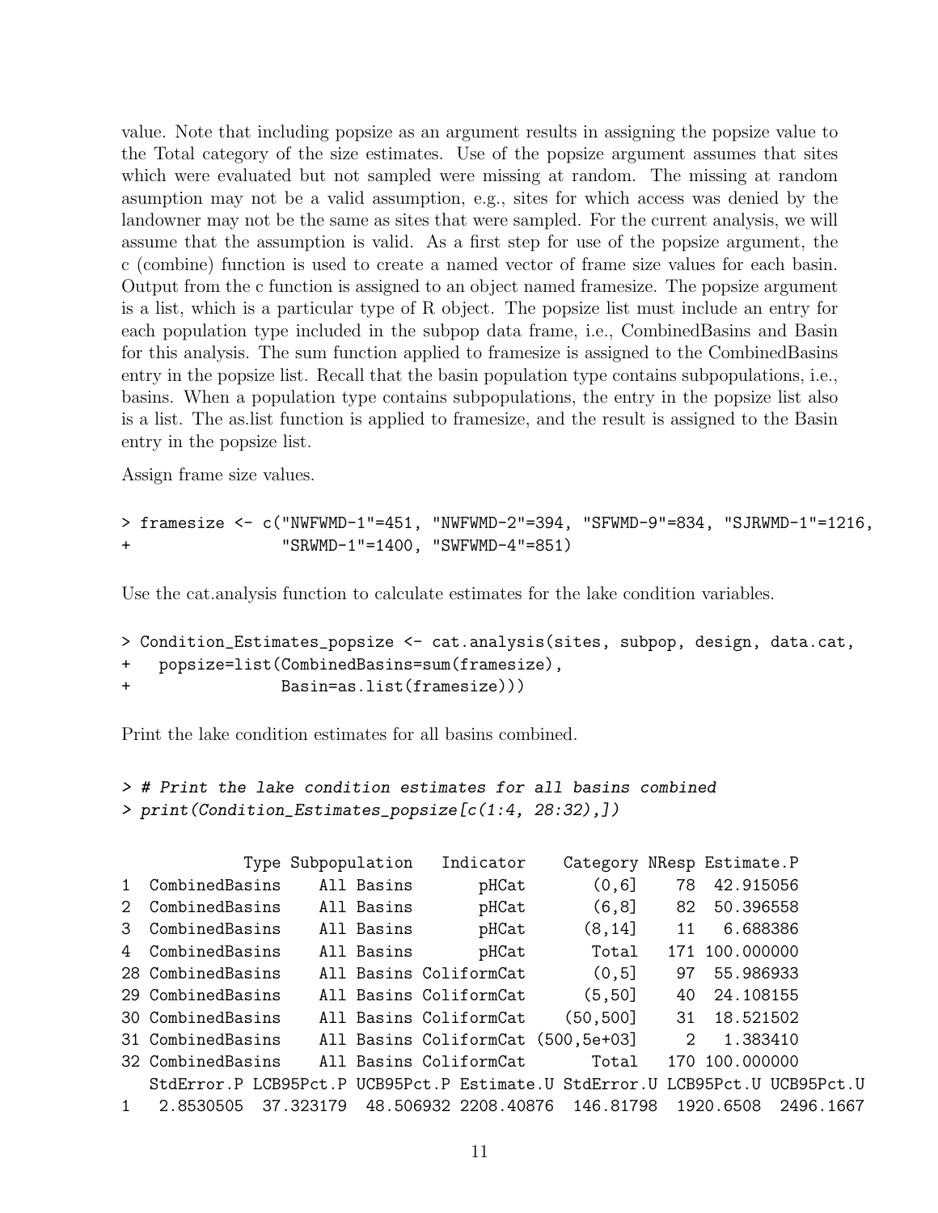value. Note that including popsize as an argument results in assigning the popsize value to the Total category of the size estimates. Use of the popsize argument assumes that sites which were evaluated but not sampled were missing at random. The missing at random asumption may not be a valid assumption, e.g., sites for which access was denied by the landowner may not be the same as sites that were sampled. For the current analysis, we will assume that the assumption is valid. As a first step for use of the popsize argument, the c (combine) function is used to create a named vector of frame size values for each basin. Output from the c function is assigned to an object named framesize. The popsize argument is a list, which is a particular type of R object. The popsize list must include an entry for each population type included in the subpop data frame, i.e., CombinedBasins and Basin for this analysis. The sum function applied to framesize is assigned to the CombinedBasins entry in the popsize list. Recall that the basin population type contains subpopulations, i.e., basins. When a population type contains subpopulations, the entry in the popsize list also is a list. The as.list function is applied to framesize, and the result is assigned to the Basin entry in the popsize list.

Assign frame size values.

```
> framesize <- c("NWFWMD-1"=451, "NWFWMD-2"=394, "SFWMD-9"=834, "SJRWMD-1"=1216,
+                "SRWMD-1"=1400, "SWFWMD-4"=851)
```

Use the cat.analysis function to calculate estimates for the lake condition variables.

```
> Condition_Estimates_popsize <- cat.analysis(sites, subpop, design, data.cat,
+   popsize=list(CombinedBasins=sum(framesize),
+                Basin=as.list(framesize)))
```

Print the lake condition estimates for all basins combined.

```
> # Print the lake condition estimates for all basins combined
> print(Condition_Estimates_popsize[c(1:4, 28:32),])

             Type Subpopulation   Indicator    Category NResp Estimate.P
1  CombinedBasins     All Basins       pHCat       (0,6]    78  42.915056
2  CombinedBasins     All Basins       pHCat       (6,8]    82  50.396558
3  CombinedBasins     All Basins       pHCat      (8,14]    11   6.688386
4  CombinedBasins     All Basins       pHCat       Total   171 100.000000
28 CombinedBasins     All Basins ColiformCat       (0,5]    97  55.986933
29 CombinedBasins     All Basins ColiformCat      (5,50]    40  24.108155
30 CombinedBasins     All Basins ColiformCat    (50,500]    31  18.521502
31 CombinedBasins     All Basins ColiformCat (500,5e+03]     2   1.383410
32 CombinedBasins     All Basins ColiformCat       Total   170 100.000000
   StdError.P LCB95Pct.P UCB95Pct.P Estimate.U StdError.U LCB95Pct.U UCB95Pct.U
1   2.8530505  37.323179  48.506932 2208.40876  146.81798  1920.6508  2496.1667
```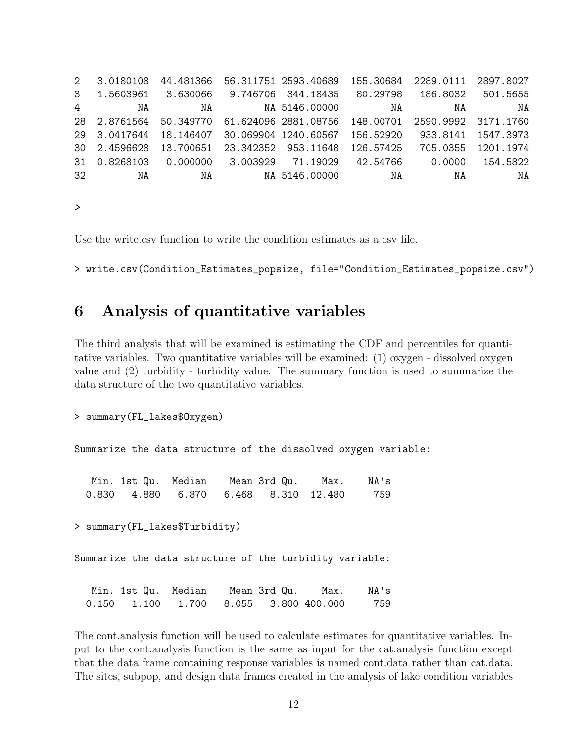```
2   3.0180108  44.481366  56.311751 2593.40689  155.30684  2289.0111  2897.8027
3   1.5603961   3.630066   9.746706  344.18435   80.29798   186.8032   501.5655
4          NA         NA         NA 5146.00000         NA         NA         NA
28  2.8761564  50.349770  61.624096 2881.08756  148.00701  2590.9992  3171.1760
29  3.0417644  18.146407  30.069904 1240.60567  156.52920   933.8141  1547.3973
30  2.4596628  13.700651  23.342352  953.11648  126.57425   705.0355  1201.1974
31  0.8268103   0.000000   3.003929   71.19029   42.54766     0.0000   154.5822
32         NA         NA         NA 5146.00000         NA         NA         NA

>
```

Use the write.csv function to write the condition estimates as a csv file.

```
> write.csv(Condition_Estimates_popsize, file="Condition_Estimates_popsize.csv")
```

## 6 Analysis of quantitative variables

The third analysis that will be examined is estimating the CDF and percentiles for quantitative variables. Two quantitative variables will be examined: (1) oxygen - dissolved oxygen value and (2) turbidity - turbidity value. The summary function is used to summarize the data structure of the two quantitative variables.

```
> summary(FL_lakes$Oxygen)

Summarize the data structure of the dissolved oxygen variable:

   Min. 1st Qu.  Median    Mean 3rd Qu.    Max.    NA's
  0.830   4.880   6.870   6.468   8.310  12.480     759

> summary(FL_lakes$Turbidity)

Summarize the data structure of the turbidity variable:

   Min. 1st Qu.  Median    Mean 3rd Qu.    Max.    NA's
  0.150   1.100   1.700   8.055   3.800 400.000     759
```

The cont.analysis function will be used to calculate estimates for quantitative variables. Input to the cont.analysis function is the same as input for the cat.analysis function except that the data frame containing response variables is named cont.data rather than cat.data. The sites, subpop, and design data frames created in the analysis of lake condition variables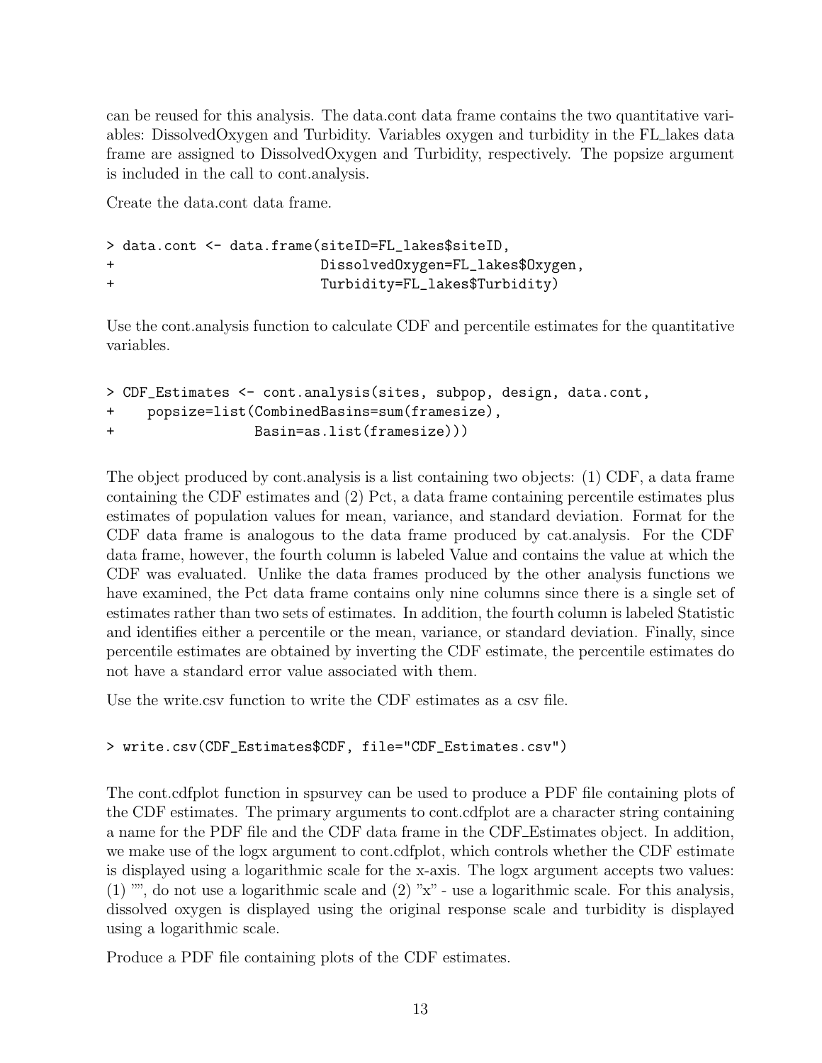can be reused for this analysis. The data.cont data frame contains the two quantitative variables: DissolvedOxygen and Turbidity. Variables oxygen and turbidity in the FL_lakes data frame are assigned to DissolvedOxygen and Turbidity, respectively. The popsize argument is included in the call to cont.analysis.

Create the data.cont data frame.

```
> data.cont <- data.frame(siteID=FL_lakes$siteID,
+                         DissolvedOxygen=FL_lakes$Oxygen,
+                         Turbidity=FL_lakes$Turbidity)
```

Use the cont.analysis function to calculate CDF and percentile estimates for the quantitative variables.

```
> CDF_Estimates <- cont.analysis(sites, subpop, design, data.cont,
+    popsize=list(CombinedBasins=sum(framesize),
+                 Basin=as.list(framesize)))
```

The object produced by cont.analysis is a list containing two objects: (1) CDF, a data frame containing the CDF estimates and (2) Pct, a data frame containing percentile estimates plus estimates of population values for mean, variance, and standard deviation. Format for the CDF data frame is analogous to the data frame produced by cat.analysis. For the CDF data frame, however, the fourth column is labeled Value and contains the value at which the CDF was evaluated. Unlike the data frames produced by the other analysis functions we have examined, the Pct data frame contains only nine columns since there is a single set of estimates rather than two sets of estimates. In addition, the fourth column is labeled Statistic and identifies either a percentile or the mean, variance, or standard deviation. Finally, since percentile estimates are obtained by inverting the CDF estimate, the percentile estimates do not have a standard error value associated with them.

Use the write.csv function to write the CDF estimates as a csv file.

```
> write.csv(CDF_Estimates$CDF, file="CDF_Estimates.csv")
```

The cont.cdfplot function in spsurvey can be used to produce a PDF file containing plots of the CDF estimates. The primary arguments to cont.cdfplot are a character string containing a name for the PDF file and the CDF data frame in the CDF_Estimates object. In addition, we make use of the logx argument to cont.cdfplot, which controls whether the CDF estimate is displayed using a logarithmic scale for the x-axis. The logx argument accepts two values: (1) "", do not use a logarithmic scale and (2) "x" - use a logarithmic scale. For this analysis, dissolved oxygen is displayed using the original response scale and turbidity is displayed using a logarithmic scale.

Produce a PDF file containing plots of the CDF estimates.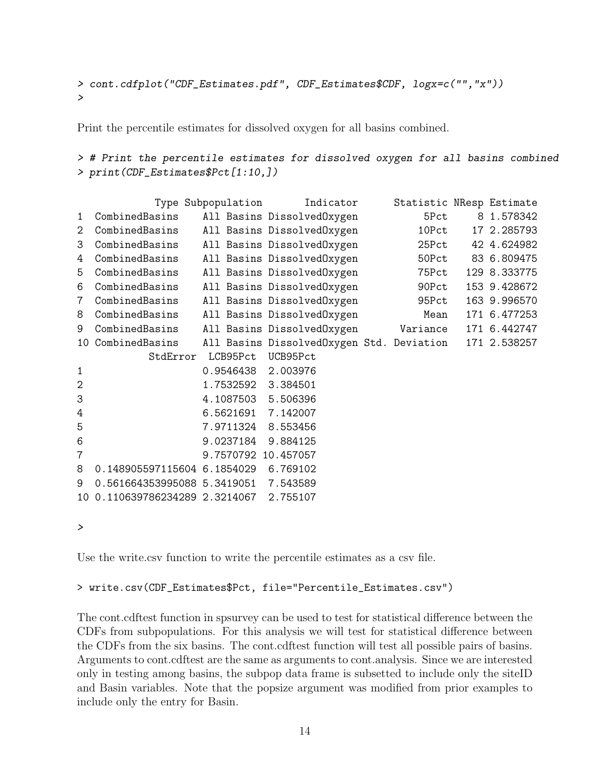```
> cont.cdfplot("CDF_Estimates.pdf", CDF_Estimates$CDF, logx=c("","x"))
>
```

Print the percentile estimates for dissolved oxygen for all basins combined.

```
> # Print the percentile estimates for dissolved oxygen for all basins combined
> print(CDF_Estimates$Pct[1:10,])

             Type Subpopulation       Indicator      Statistic NResp Estimate
1  CombinedBasins    All Basins DissolvedOxygen           5Pct     8 1.578342
2  CombinedBasins    All Basins DissolvedOxygen          10Pct    17 2.285793
3  CombinedBasins    All Basins DissolvedOxygen          25Pct    42 4.624982
4  CombinedBasins    All Basins DissolvedOxygen          50Pct    83 6.809475
5  CombinedBasins    All Basins DissolvedOxygen          75Pct   129 8.333775
6  CombinedBasins    All Basins DissolvedOxygen          90Pct   153 9.428672
7  CombinedBasins    All Basins DissolvedOxygen          95Pct   163 9.996570
8  CombinedBasins    All Basins DissolvedOxygen           Mean   171 6.477253
9  CombinedBasins    All Basins DissolvedOxygen       Variance   171 6.442747
10 CombinedBasins    All Basins DissolvedOxygen Std. Deviation   171 2.538257
            StdError  LCB95Pct  UCB95Pct
1                    0.9546438  2.003976
2                    1.7532592  3.384501
3                    4.1087503  5.506396
4                    6.5621691  7.142007
5                    7.9711324  8.553456
6                    9.0237184  9.884125
7                    9.7570792 10.457057
8  0.148905597115604 6.1854029  6.769102
9  0.561664353995088 5.3419051  7.543589
10 0.110639786234289 2.3214067  2.755107

>
```

Use the write.csv function to write the percentile estimates as a csv file.

```
> write.csv(CDF_Estimates$Pct, file="Percentile_Estimates.csv")
```

The cont.cdftest function in spsurvey can be used to test for statistical difference between the CDFs from subpopulations. For this analysis we will test for statistical difference between the CDFs from the six basins. The cont.cdftest function will test all possible pairs of basins. Arguments to cont.cdftest are the same as arguments to cont.analysis. Since we are interested only in testing among basins, the subpop data frame is subsetted to include only the siteID and Basin variables. Note that the popsize argument was modified from prior examples to include only the entry for Basin.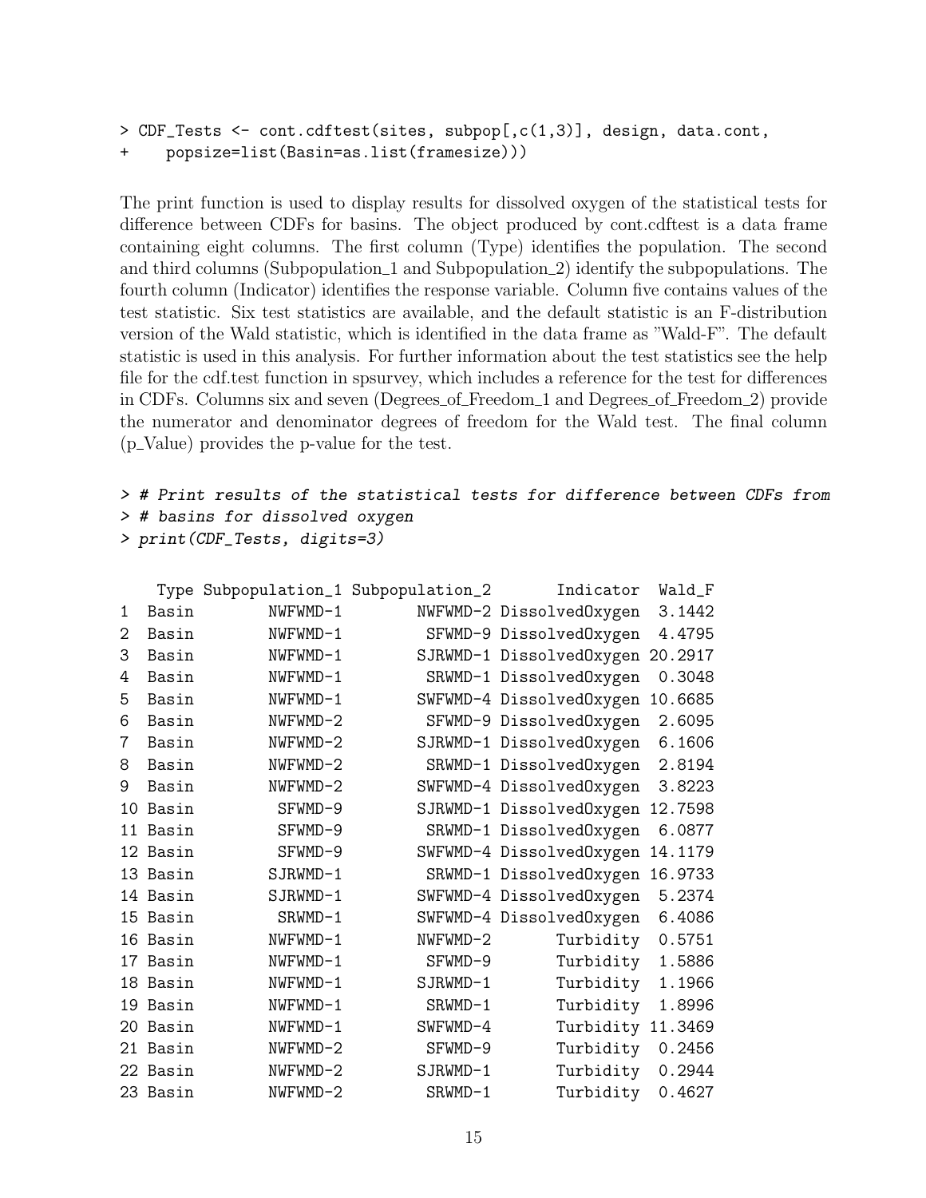```
> CDF_Tests <- cont.cdftest(sites, subpop[,c(1,3)], design, data.cont,
+    popsize=list(Basin=as.list(framesize)))
```

The print function is used to display results for dissolved oxygen of the statistical tests for difference between CDFs for basins. The object produced by cont.cdftest is a data frame containing eight columns. The first column (Type) identifies the population. The second and third columns (Subpopulation_1 and Subpopulation_2) identify the subpopulations. The fourth column (Indicator) identifies the response variable. Column five contains values of the test statistic. Six test statistics are available, and the default statistic is an F-distribution version of the Wald statistic, which is identified in the data frame as "Wald-F". The default statistic is used in this analysis. For further information about the test statistics see the help file for the cdf.test function in spsurvey, which includes a reference for the test for differences in CDFs. Columns six and seven (Degrees_of_Freedom_1 and Degrees_of_Freedom_2) provide the numerator and denominator degrees of freedom for the Wald test. The final column (p_Value) provides the p-value for the test.

```
> # Print results of the statistical tests for difference between CDFs from
> # basins for dissolved oxygen
> print(CDF_Tests, digits=3)

    Type Subpopulation_1 Subpopulation_2       Indicator  Wald_F
1  Basin        NWFWMD-1        NWFWMD-2 DissolvedOxygen  3.1442
2  Basin        NWFWMD-1         SFWMD-9 DissolvedOxygen  4.4795
3  Basin        NWFWMD-1        SJRWMD-1 DissolvedOxygen 20.2917
4  Basin        NWFWMD-1         SRWMD-1 DissolvedOxygen  0.3048
5  Basin        NWFWMD-1        SWFWMD-4 DissolvedOxygen 10.6685
6  Basin        NWFWMD-2         SFWMD-9 DissolvedOxygen  2.6095
7  Basin        NWFWMD-2        SJRWMD-1 DissolvedOxygen  6.1606
8  Basin        NWFWMD-2         SRWMD-1 DissolvedOxygen  2.8194
9  Basin        NWFWMD-2        SWFWMD-4 DissolvedOxygen  3.8223
10 Basin         SFWMD-9        SJRWMD-1 DissolvedOxygen 12.7598
11 Basin         SFWMD-9         SRWMD-1 DissolvedOxygen  6.0877
12 Basin         SFWMD-9        SWFWMD-4 DissolvedOxygen 14.1179
13 Basin        SJRWMD-1         SRWMD-1 DissolvedOxygen 16.9733
14 Basin        SJRWMD-1        SWFWMD-4 DissolvedOxygen  5.2374
15 Basin         SRWMD-1        SWFWMD-4 DissolvedOxygen  6.4086
16 Basin        NWFWMD-1        NWFWMD-2       Turbidity  0.5751
17 Basin        NWFWMD-1         SFWMD-9       Turbidity  1.5886
18 Basin        NWFWMD-1        SJRWMD-1       Turbidity  1.1966
19 Basin        NWFWMD-1         SRWMD-1       Turbidity  1.8996
20 Basin        NWFWMD-1        SWFWMD-4       Turbidity 11.3469
21 Basin        NWFWMD-2         SFWMD-9       Turbidity  0.2456
22 Basin        NWFWMD-2        SJRWMD-1       Turbidity  0.2944
23 Basin        NWFWMD-2         SRWMD-1       Turbidity  0.4627
```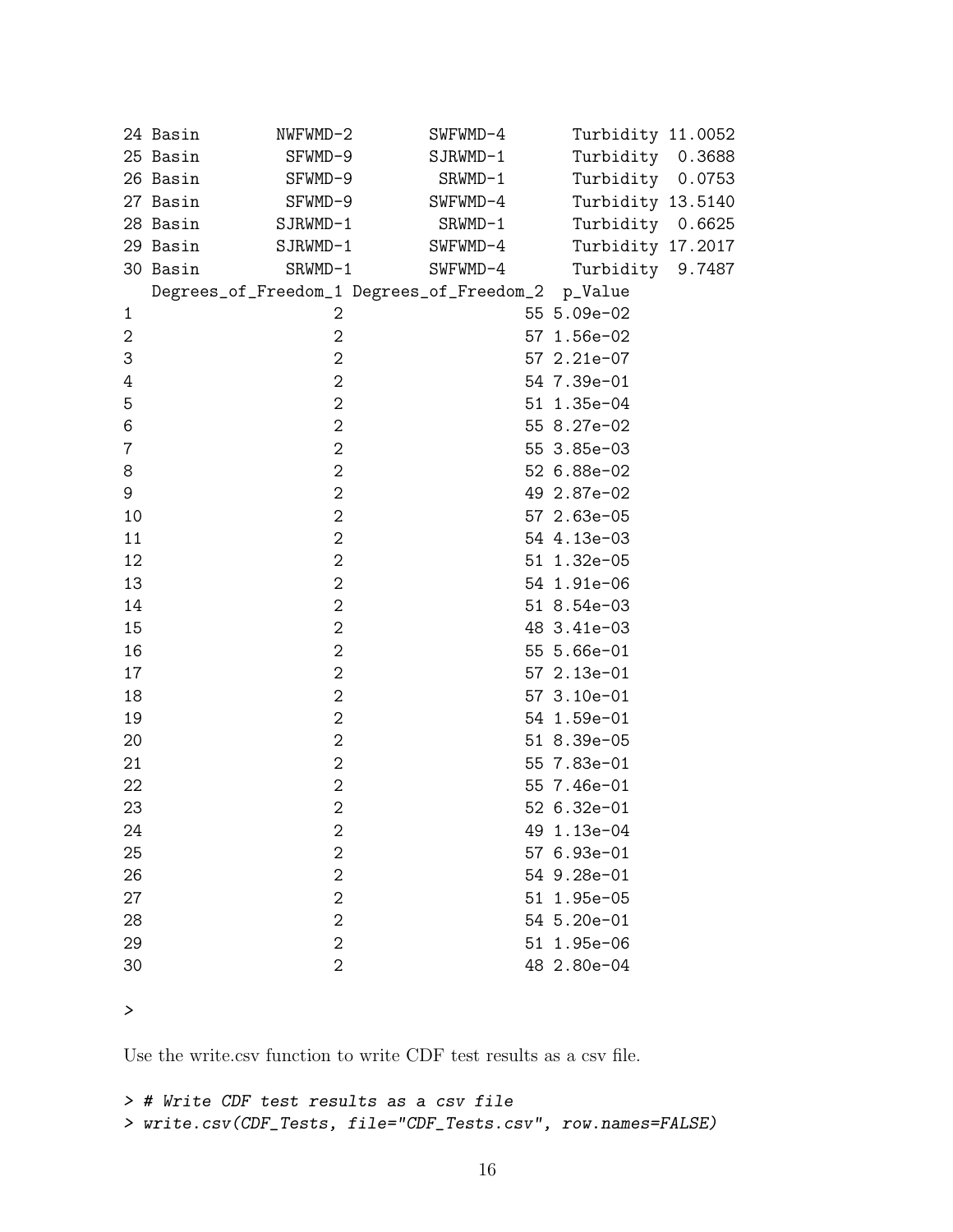```
24 Basin        NWFWMD-2        SWFWMD-4       Turbidity 11.0052
25 Basin         SFWMD-9        SJRWMD-1       Turbidity  0.3688
26 Basin         SFWMD-9         SRWMD-1       Turbidity  0.0753
27 Basin         SFWMD-9        SWFWMD-4       Turbidity 13.5140
28 Basin        SJRWMD-1         SRWMD-1       Turbidity  0.6625
29 Basin        SJRWMD-1        SWFWMD-4       Turbidity 17.2017
30 Basin         SRWMD-1        SWFWMD-4       Turbidity  9.7487
   Degrees_of_Freedom_1 Degrees_of_Freedom_2  p_Value
1                     2                   55 5.09e-02
2                     2                   57 1.56e-02
3                     2                   57 2.21e-07
4                     2                   54 7.39e-01
5                     2                   51 1.35e-04
6                     2                   55 8.27e-02
7                     2                   55 3.85e-03
8                     2                   52 6.88e-02
9                     2                   49 2.87e-02
10                    2                   57 2.63e-05
11                    2                   54 4.13e-03
12                    2                   51 1.32e-05
13                    2                   54 1.91e-06
14                    2                   51 8.54e-03
15                    2                   48 3.41e-03
16                    2                   55 5.66e-01
17                    2                   57 2.13e-01
18                    2                   57 3.10e-01
19                    2                   54 1.59e-01
20                    2                   51 8.39e-05
21                    2                   55 7.83e-01
22                    2                   55 7.46e-01
23                    2                   52 6.32e-01
24                    2                   49 1.13e-04
25                    2                   57 6.93e-01
26                    2                   54 9.28e-01
27                    2                   51 1.95e-05
28                    2                   54 5.20e-01
29                    2                   51 1.95e-06
30                    2                   48 2.80e-04

>
```

Use the write.csv function to write CDF test results as a csv file.

```
> # Write CDF test results as a csv file
> write.csv(CDF_Tests, file="CDF_Tests.csv", row.names=FALSE)
```